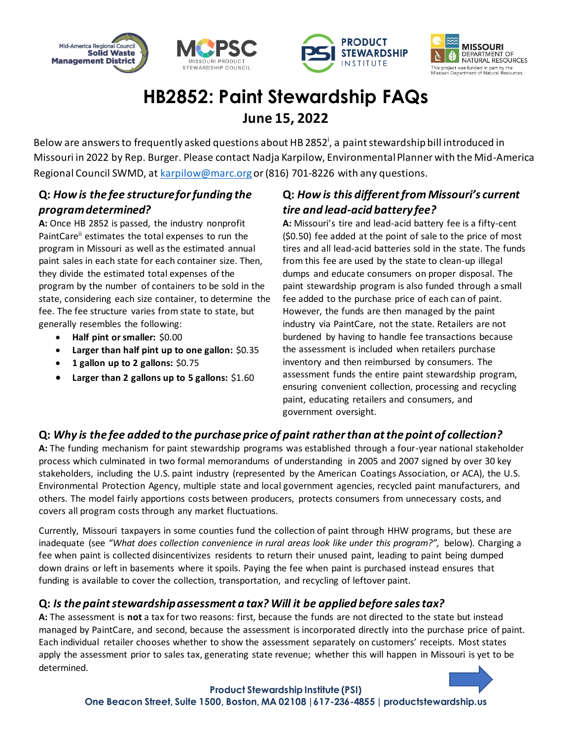# HB2852: Paint Stewardship FAQs

**June 15, 2022**

Below are answers to frequently asked questions about HB 2852[i], a paint stewardship bill introduced in Missouri in 2022 by Rep. Burger. Please contact Nadja Karpilow, Environmental Planner with the Mid-America Regional Council SWMD, at karpilow@marc.org or (816) 701-8226 with any questions.

### Q: *How is the fee structure for funding the program determined?*

**A:** Once HB 2852 is passed, the industry nonprofit PaintCare[ii] estimates the total expenses to run the program in Missouri as well as the estimated annual paint sales in each state for each container size. Then, they divide the estimated total expenses of the program by the number of containers to be sold in the state, considering each size container, to determine the fee. The fee structure varies from state to state, but generally resembles the following:

- **Half pint or smaller:** $0.00
- **Larger than half pint up to one gallon:** $0.35
- **1 gallon up to 2 gallons:** $0.75
- **Larger than 2 gallons up to 5 gallons:** $1.60

### Q: *How is this different from Missouri's current tire and lead-acid battery fee?*

**A:** Missouri's tire and lead-acid battery fee is a fifty-cent ($0.50) fee added at the point of sale to the price of most tires and all lead-acid batteries sold in the state. The funds from this fee are used by the state to clean-up illegal dumps and educate consumers on proper disposal. The paint stewardship program is also funded through a small fee added to the purchase price of each can of paint. However, the funds are then managed by the paint industry via PaintCare, not the state. Retailers are not burdened by having to handle fee transactions because the assessment is included when retailers purchase inventory and then reimbursed by consumers. The assessment funds the entire paint stewardship program, ensuring convenient collection, processing and recycling paint, educating retailers and consumers, and government oversight.

### Q: *Why is the fee added to the purchase price of paint rather than at the point of collection?*

**A:** The funding mechanism for paint stewardship programs was established through a four-year national stakeholder process which culminated in two formal memorandums of understanding in 2005 and 2007 signed by over 30 key stakeholders, including the U.S. paint industry (represented by the American Coatings Association, or ACA), the U.S. Environmental Protection Agency, multiple state and local government agencies, recycled paint manufacturers, and others. The model fairly apportions costs between producers, protects consumers from unnecessary costs, and covers all program costs through any market fluctuations.

Currently, Missouri taxpayers in some counties fund the collection of paint through HHW programs, but these are inadequate (see *"What does collection convenience in rural areas look like under this program?",* below). Charging a fee when paint is collected disincentivizes residents to return their unused paint, leading to paint being dumped down drains or left in basements where it spoils. Paying the fee when paint is purchased instead ensures that funding is available to cover the collection, transportation, and recycling of leftover paint.

### Q: *Is the paint stewardship assessment a tax? Will it be applied before sales tax?*

**A:** The assessment is **not** a tax for two reasons: first, because the funds are not directed to the state but instead managed by PaintCare, and second, because the assessment is incorporated directly into the purchase price of paint. Each individual retailer chooses whether to show the assessment separately on customers' receipts. Most states apply the assessment prior to sales tax, generating state revenue; whether this will happen in Missouri is yet to be determined.

**Product Stewardship Institute (PSI)**
**One Beacon Street, Suite 1500, Boston, MA 02108 | 617-236-4855 | productstewardship.us**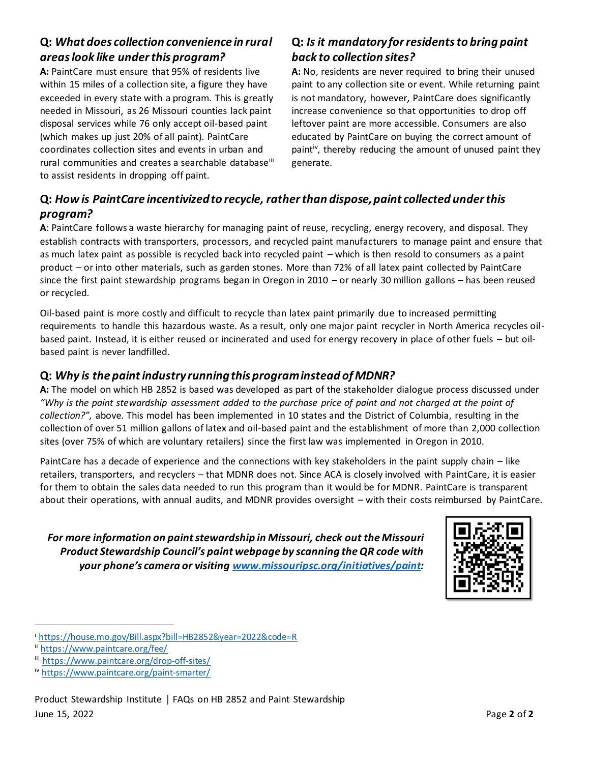**Q: *What does collection convenience in rural areas look like under this program?***

**A:** PaintCare must ensure that 95% of residents live within 15 miles of a collection site, a figure they have exceeded in every state with a program. This is greatly needed in Missouri, as 26 Missouri counties lack paint disposal services while 76 only accept oil-based paint (which makes up just 20% of all paint). PaintCare coordinates collection sites and events in urban and rural communities and creates a searchable database[iii] to assist residents in dropping off paint.

**Q: *Is it mandatory for residents to bring paint back to collection sites?***

**A:** No, residents are never required to bring their unused paint to any collection site or event. While returning paint is not mandatory, however, PaintCare does significantly increase convenience so that opportunities to drop off leftover paint are more accessible. Consumers are also educated by PaintCare on buying the correct amount of paint[iv], thereby reducing the amount of unused paint they generate.

**Q: *How is PaintCare incentivized to recycle, rather than dispose, paint collected under this program?***

**A**: PaintCare follows a waste hierarchy for managing paint of reuse, recycling, energy recovery, and disposal. They establish contracts with transporters, processors, and recycled paint manufacturers to manage paint and ensure that as much latex paint as possible is recycled back into recycled paint – which is then resold to consumers as a paint product – or into other materials, such as garden stones. More than 72% of all latex paint collected by PaintCare since the first paint stewardship programs began in Oregon in 2010 – or nearly 30 million gallons – has been reused or recycled.

Oil-based paint is more costly and difficult to recycle than latex paint primarily due to increased permitting requirements to handle this hazardous waste. As a result, only one major paint recycler in North America recycles oil-based paint. Instead, it is either reused or incinerated and used for energy recovery in place of other fuels – but oil-based paint is never landfilled.

**Q: *Why is the paint industry running this program instead of MDNR?***

**A:** The model on which HB 2852 is based was developed as part of the stakeholder dialogue process discussed under *"Why is the paint stewardship assessment added to the purchase price of paint and not charged at the point of collection?"*, above. This model has been implemented in 10 states and the District of Columbia, resulting in the collection of over 51 million gallons of latex and oil-based paint and the establishment of more than 2,000 collection sites (over 75% of which are voluntary retailers) since the first law was implemented in Oregon in 2010.

PaintCare has a decade of experience and the connections with key stakeholders in the paint supply chain – like retailers, transporters, and recyclers – that MDNR does not. Since ACA is closely involved with PaintCare, it is easier for them to obtain the sales data needed to run this program than it would be for MDNR. PaintCare is transparent about their operations, with annual audits, and MDNR provides oversight – with their costs reimbursed by PaintCare.

***For more information on paint stewardship in Missouri, check out the Missouri Product Stewardship Council's paint webpage by scanning the QR code with your phone's camera or visiting [www.missouripsc.org/initiatives/paint](www.missouripsc.org/initiatives/paint):***

---

[i] https://house.mo.gov/Bill.aspx?bill=HB2852&year=2022&code=R

[ii] https://www.paintcare.org/fee/

[iii] https://www.paintcare.org/drop-off-sites/

[iv] https://www.paintcare.org/paint-smarter/